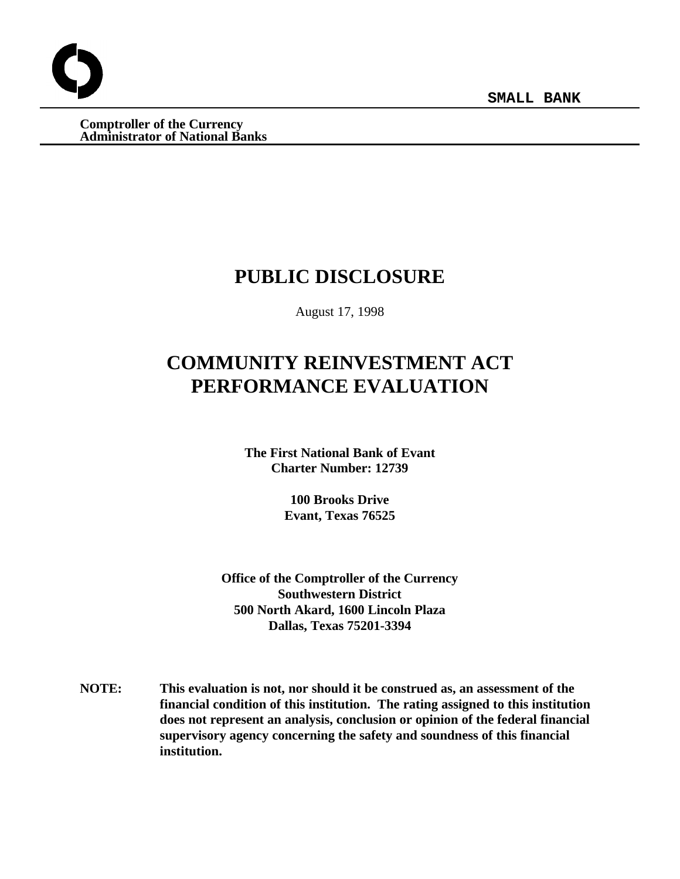**SMALL BANK**

**Comptroller of the Currency**
**Administrator of National Banks**

# PUBLIC DISCLOSURE

August 17, 1998

# COMMUNITY REINVESTMENT ACT PERFORMANCE EVALUATION

**The First National Bank of Evant**
**Charter Number: 12739**

**100 Brooks Drive**
**Evant, Texas 76525**

**Office of the Comptroller of the Currency**
**Southwestern District**
**500 North Akard, 1600 Lincoln Plaza**
**Dallas, Texas 75201-3394**

**NOTE: This evaluation is not, nor should it be construed as, an assessment of the financial condition of this institution. The rating assigned to this institution does not represent an analysis, conclusion or opinion of the federal financial supervisory agency concerning the safety and soundness of this financial institution.**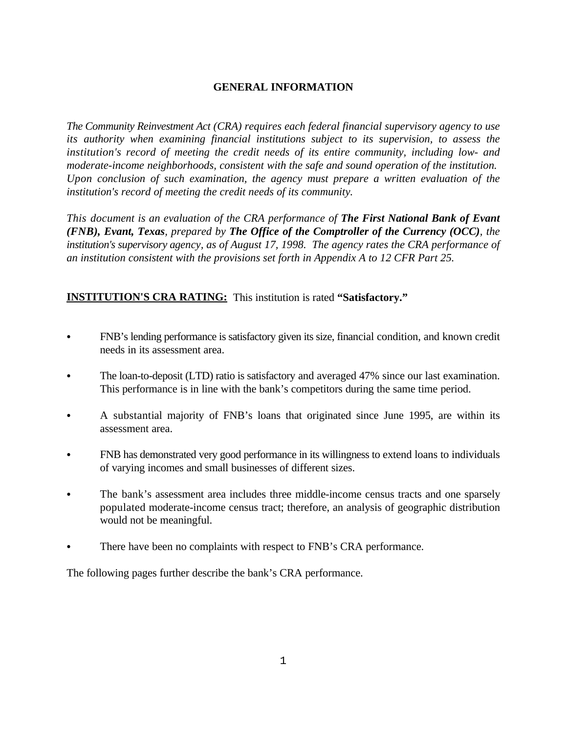## GENERAL INFORMATION

*The Community Reinvestment Act (CRA) requires each federal financial supervisory agency to use its authority when examining financial institutions subject to its supervision, to assess the institution's record of meeting the credit needs of its entire community, including low- and moderate-income neighborhoods, consistent with the safe and sound operation of the institution. Upon conclusion of such examination, the agency must prepare a written evaluation of the institution's record of meeting the credit needs of its community.*

*This document is an evaluation of the CRA performance of **The First National Bank of Evant (FNB), Evant, Texas**, prepared by **The Office of the Comptroller of the Currency (OCC)**, the institution's supervisory agency, as of August 17, 1998. The agency rates the CRA performance of an institution consistent with the provisions set forth in Appendix A to 12 CFR Part 25.*

**INSTITUTION'S CRA RATING:** This institution is rated **"Satisfactory."**

- FNB's lending performance is satisfactory given its size, financial condition, and known credit needs in its assessment area.
- The loan-to-deposit (LTD) ratio is satisfactory and averaged 47% since our last examination. This performance is in line with the bank's competitors during the same time period.
- A substantial majority of FNB's loans that originated since June 1995, are within its assessment area.
- FNB has demonstrated very good performance in its willingness to extend loans to individuals of varying incomes and small businesses of different sizes.
- The bank's assessment area includes three middle-income census tracts and one sparsely populated moderate-income census tract; therefore, an analysis of geographic distribution would not be meaningful.
- There have been no complaints with respect to FNB's CRA performance.

The following pages further describe the bank's CRA performance.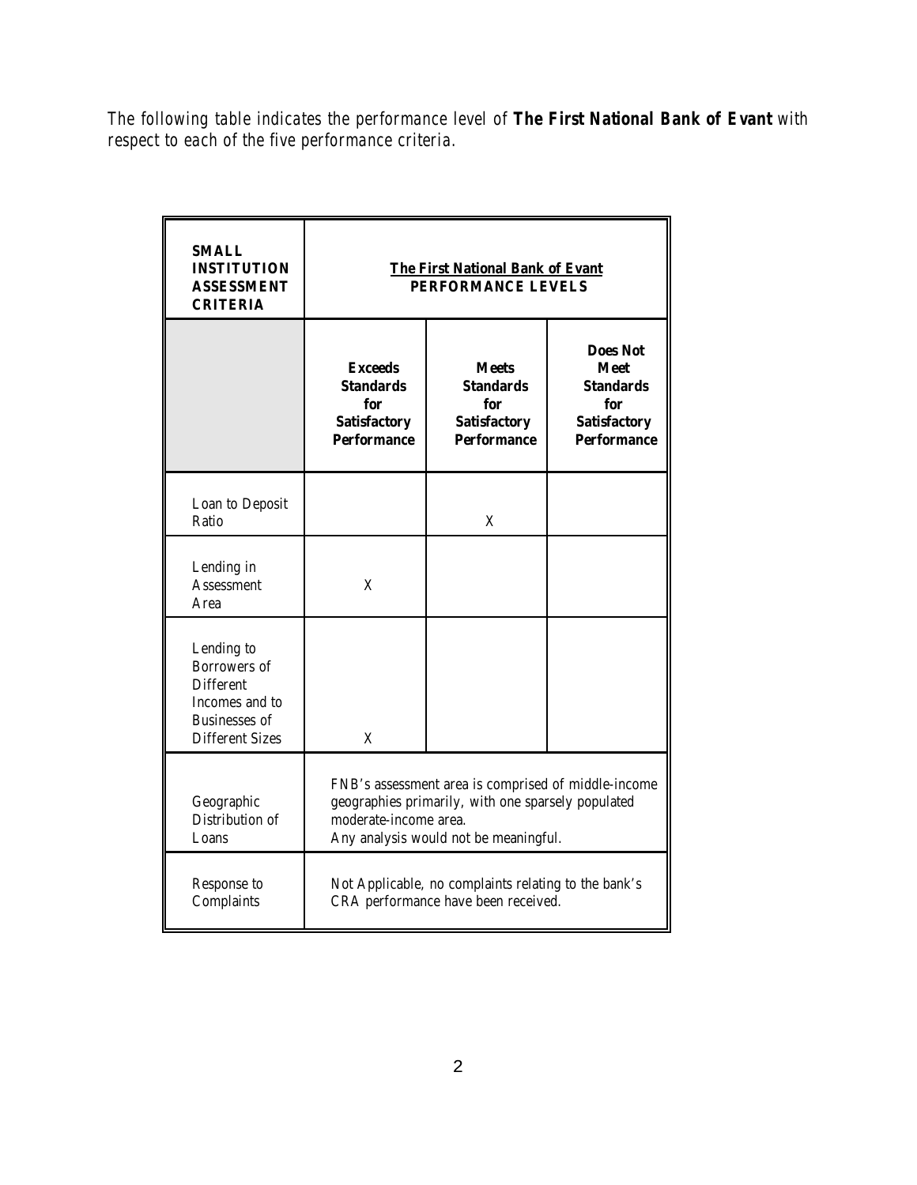*The following table indicates the performance level of* ***The First National Bank of Evant*** *with respect to each of the five performance criteria.*

| **SMALL INSTITUTION ASSESSMENT CRITERIA** | **The First National Bank of Evant PERFORMANCE LEVELS** | | |
|---|---|---|---|
| | **Exceeds Standards for Satisfactory Performance** | **Meets Standards for Satisfactory Performance** | **Does Not Meet Standards for Satisfactory Performance** |
| Loan to Deposit Ratio | | X | |
| Lending in Assessment Area | X | | |
| Lending to Borrowers of Different Incomes and to Businesses of Different Sizes | X | | |
| Geographic Distribution of Loans | FNB's assessment area is comprised of middle-income geographies primarily, with one sparsely populated moderate-income area. Any analysis would not be meaningful. | | |
| Response to Complaints | Not Applicable, no complaints relating to the bank's CRA performance have been received. | | |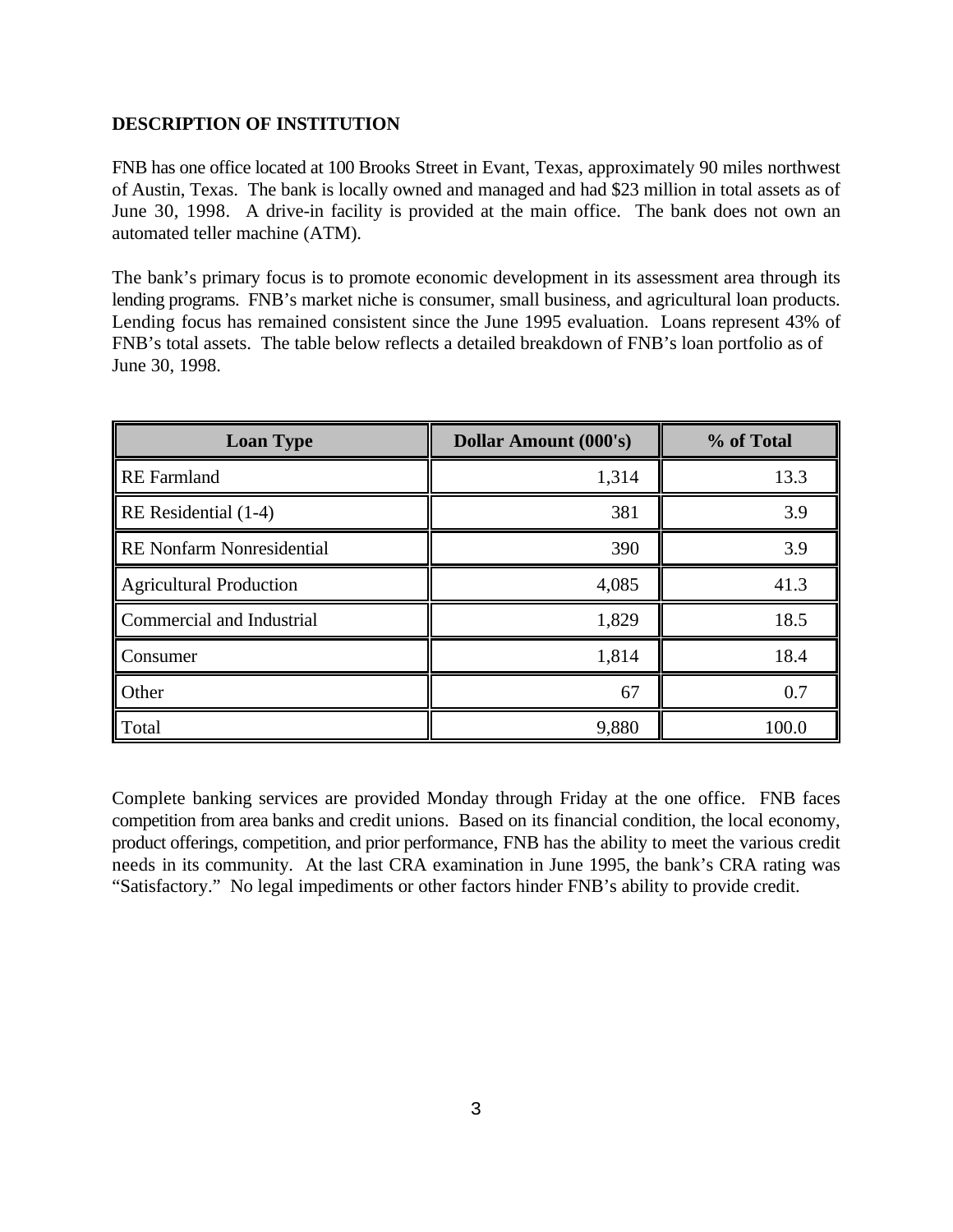## DESCRIPTION OF INSTITUTION

FNB has one office located at 100 Brooks Street in Evant, Texas, approximately 90 miles northwest of Austin, Texas. The bank is locally owned and managed and had $23 million in total assets as of June 30, 1998. A drive-in facility is provided at the main office. The bank does not own an automated teller machine (ATM).

The bank's primary focus is to promote economic development in its assessment area through its lending programs. FNB's market niche is consumer, small business, and agricultural loan products. Lending focus has remained consistent since the June 1995 evaluation. Loans represent 43% of FNB's total assets. The table below reflects a detailed breakdown of FNB's loan portfolio as of June 30, 1998.

| Loan Type | Dollar Amount (000's) | % of Total |
|---|---|---|
| RE Farmland | 1,314 | 13.3 |
| RE Residential (1-4) | 381 | 3.9 |
| RE Nonfarm Nonresidential | 390 | 3.9 |
| Agricultural Production | 4,085 | 41.3 |
| Commercial and Industrial | 1,829 | 18.5 |
| Consumer | 1,814 | 18.4 |
| Other | 67 | 0.7 |
| Total | 9,880 | 100.0 |

Complete banking services are provided Monday through Friday at the one office. FNB faces competition from area banks and credit unions. Based on its financial condition, the local economy, product offerings, competition, and prior performance, FNB has the ability to meet the various credit needs in its community. At the last CRA examination in June 1995, the bank's CRA rating was "Satisfactory." No legal impediments or other factors hinder FNB's ability to provide credit.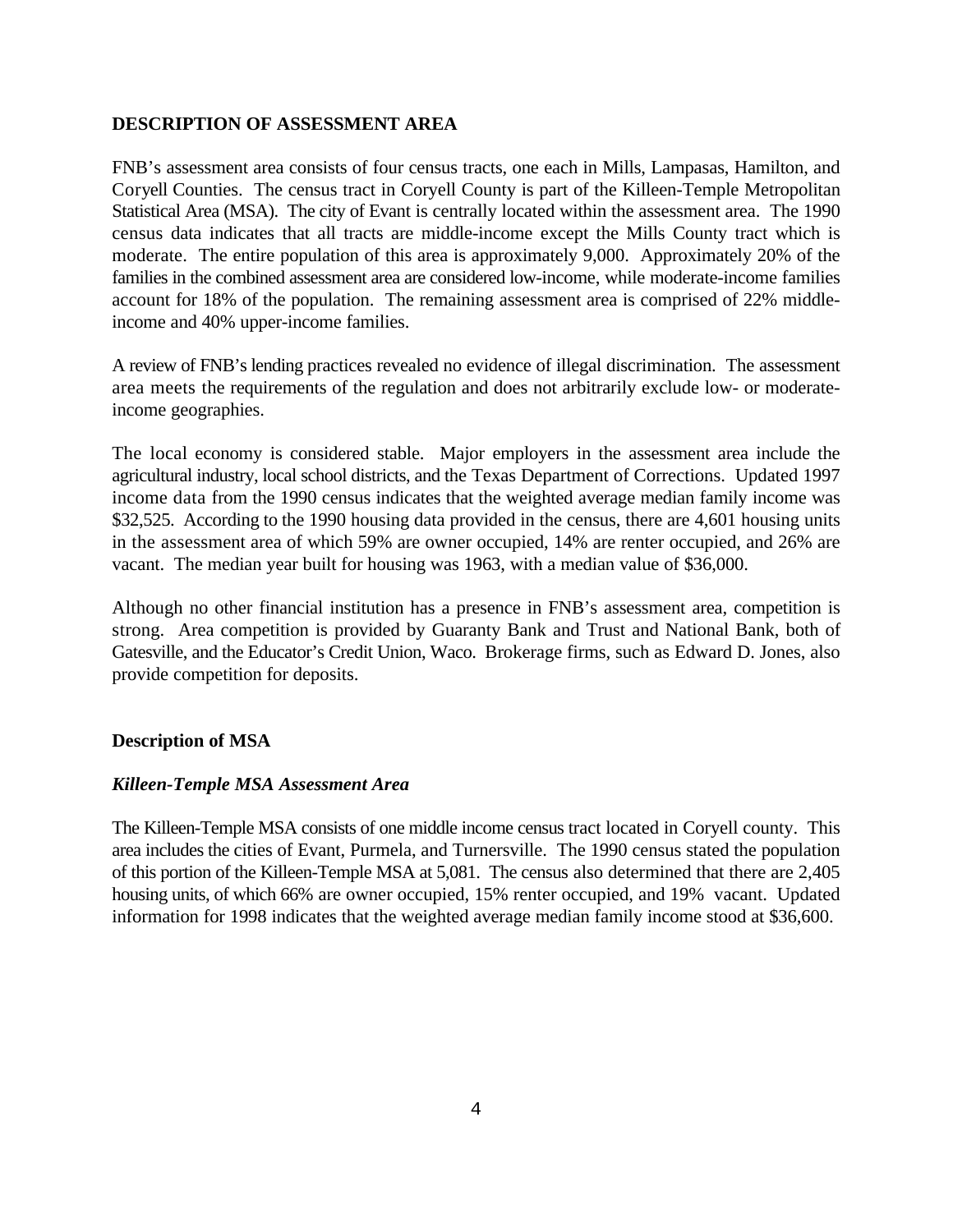## DESCRIPTION OF ASSESSMENT AREA

FNB's assessment area consists of four census tracts, one each in Mills, Lampasas, Hamilton, and Coryell Counties. The census tract in Coryell County is part of the Killeen-Temple Metropolitan Statistical Area (MSA). The city of Evant is centrally located within the assessment area. The 1990 census data indicates that all tracts are middle-income except the Mills County tract which is moderate. The entire population of this area is approximately 9,000. Approximately 20% of the families in the combined assessment area are considered low-income, while moderate-income families account for 18% of the population. The remaining assessment area is comprised of 22% middle-income and 40% upper-income families.

A review of FNB's lending practices revealed no evidence of illegal discrimination. The assessment area meets the requirements of the regulation and does not arbitrarily exclude low- or moderate-income geographies.

The local economy is considered stable. Major employers in the assessment area include the agricultural industry, local school districts, and the Texas Department of Corrections. Updated 1997 income data from the 1990 census indicates that the weighted average median family income was \$32,525. According to the 1990 housing data provided in the census, there are 4,601 housing units in the assessment area of which 59% are owner occupied, 14% are renter occupied, and 26% are vacant. The median year built for housing was 1963, with a median value of \$36,000.

Although no other financial institution has a presence in FNB's assessment area, competition is strong. Area competition is provided by Guaranty Bank and Trust and National Bank, both of Gatesville, and the Educator's Credit Union, Waco. Brokerage firms, such as Edward D. Jones, also provide competition for deposits.

### Description of MSA

#### *Killeen-Temple MSA Assessment Area*

The Killeen-Temple MSA consists of one middle income census tract located in Coryell county. This area includes the cities of Evant, Purmela, and Turnersville. The 1990 census stated the population of this portion of the Killeen-Temple MSA at 5,081. The census also determined that there are 2,405 housing units, of which 66% are owner occupied, 15% renter occupied, and 19% vacant. Updated information for 1998 indicates that the weighted average median family income stood at \$36,600.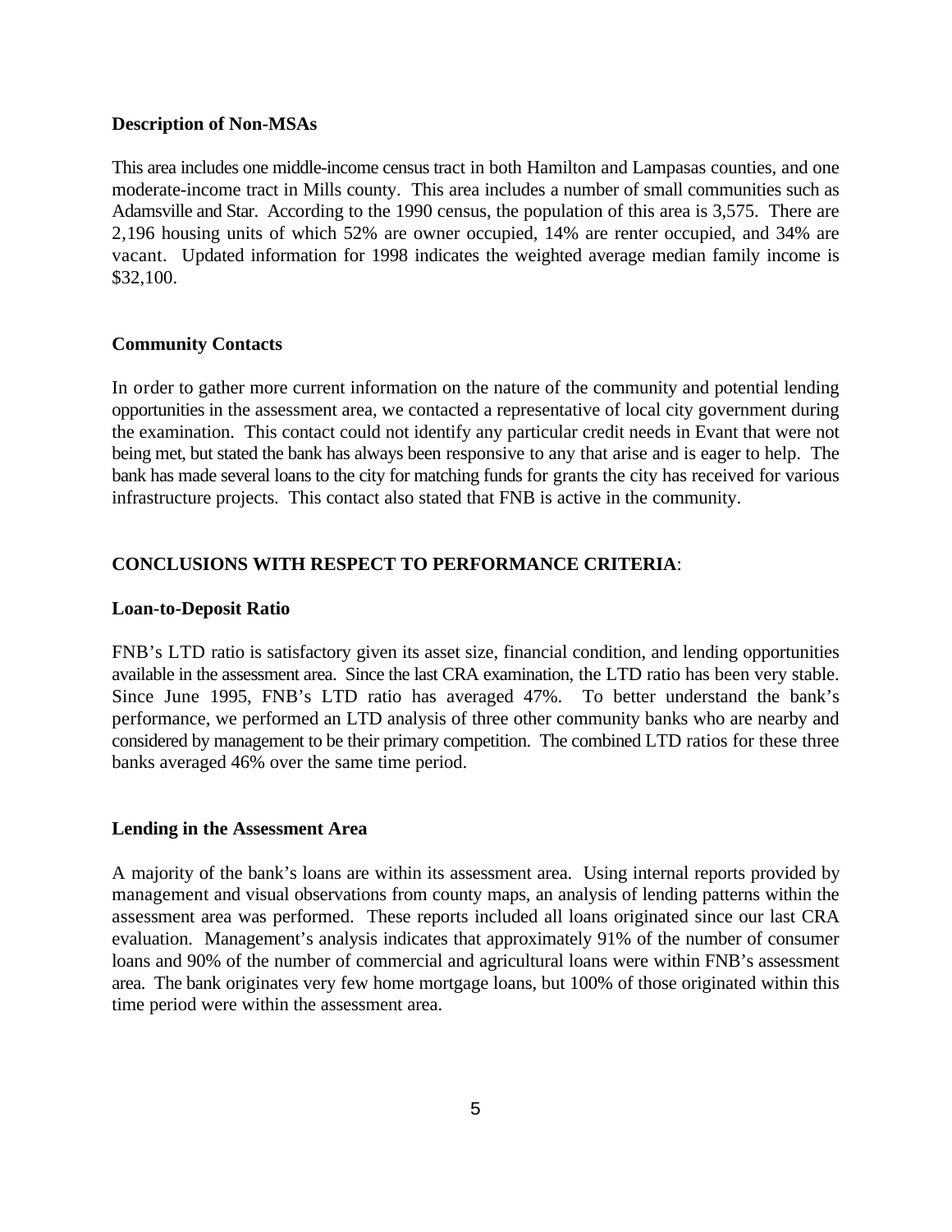### Description of Non-MSAs

This area includes one middle-income census tract in both Hamilton and Lampasas counties, and one moderate-income tract in Mills county. This area includes a number of small communities such as Adamsville and Star. According to the 1990 census, the population of this area is 3,575. There are 2,196 housing units of which 52% are owner occupied, 14% are renter occupied, and 34% are vacant. Updated information for 1998 indicates the weighted average median family income is $32,100.

### Community Contacts

In order to gather more current information on the nature of the community and potential lending opportunities in the assessment area, we contacted a representative of local city government during the examination. This contact could not identify any particular credit needs in Evant that were not being met, but stated the bank has always been responsive to any that arise and is eager to help. The bank has made several loans to the city for matching funds for grants the city has received for various infrastructure projects. This contact also stated that FNB is active in the community.

## CONCLUSIONS WITH RESPECT TO PERFORMANCE CRITERIA:

### Loan-to-Deposit Ratio

FNB's LTD ratio is satisfactory given its asset size, financial condition, and lending opportunities available in the assessment area. Since the last CRA examination, the LTD ratio has been very stable. Since June 1995, FNB's LTD ratio has averaged 47%. To better understand the bank's performance, we performed an LTD analysis of three other community banks who are nearby and considered by management to be their primary competition. The combined LTD ratios for these three banks averaged 46% over the same time period.

### Lending in the Assessment Area

A majority of the bank's loans are within its assessment area. Using internal reports provided by management and visual observations from county maps, an analysis of lending patterns within the assessment area was performed. These reports included all loans originated since our last CRA evaluation. Management's analysis indicates that approximately 91% of the number of consumer loans and 90% of the number of commercial and agricultural loans were within FNB's assessment area. The bank originates very few home mortgage loans, but 100% of those originated within this time period were within the assessment area.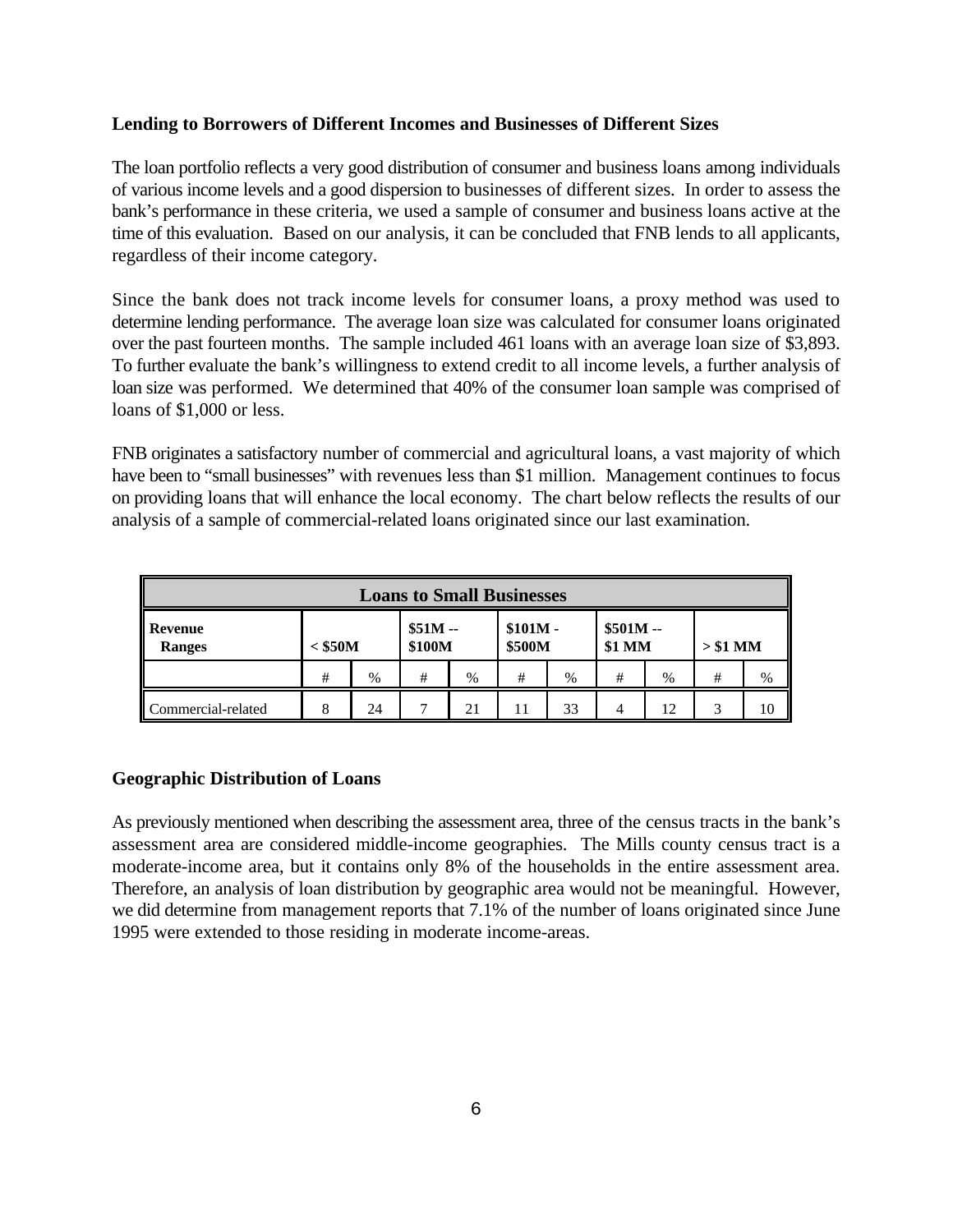### Lending to Borrowers of Different Incomes and Businesses of Different Sizes

The loan portfolio reflects a very good distribution of consumer and business loans among individuals of various income levels and a good dispersion to businesses of different sizes. In order to assess the bank's performance in these criteria, we used a sample of consumer and business loans active at the time of this evaluation. Based on our analysis, it can be concluded that FNB lends to all applicants, regardless of their income category.

Since the bank does not track income levels for consumer loans, a proxy method was used to determine lending performance. The average loan size was calculated for consumer loans originated over the past fourteen months. The sample included 461 loans with an average loan size of $3,893. To further evaluate the bank's willingness to extend credit to all income levels, a further analysis of loan size was performed. We determined that 40% of the consumer loan sample was comprised of loans of $1,000 or less.

FNB originates a satisfactory number of commercial and agricultural loans, a vast majority of which have been to "small businesses" with revenues less than $1 million. Management continues to focus on providing loans that will enhance the local economy. The chart below reflects the results of our analysis of a sample of commercial-related loans originated since our last examination.

| **Loans to Small Businesses** | | | | | | | | | | |
|---|---|---|---|---|---|---|---|---|---|---|
| **Revenue Ranges** | **< $50M** | | **$51M -- $100M** | | **$101M - $500M** | | **$501M -- $1 MM** | | **> $1 MM** | |
| | # | % | # | % | # | % | # | % | # | % |
| Commercial-related | 8 | 24 | 7 | 21 | 11 | 33 | 4 | 12 | 3 | 10 |

### Geographic Distribution of Loans

As previously mentioned when describing the assessment area, three of the census tracts in the bank's assessment area are considered middle-income geographies. The Mills county census tract is a moderate-income area, but it contains only 8% of the households in the entire assessment area. Therefore, an analysis of loan distribution by geographic area would not be meaningful. However, we did determine from management reports that 7.1% of the number of loans originated since June 1995 were extended to those residing in moderate income-areas.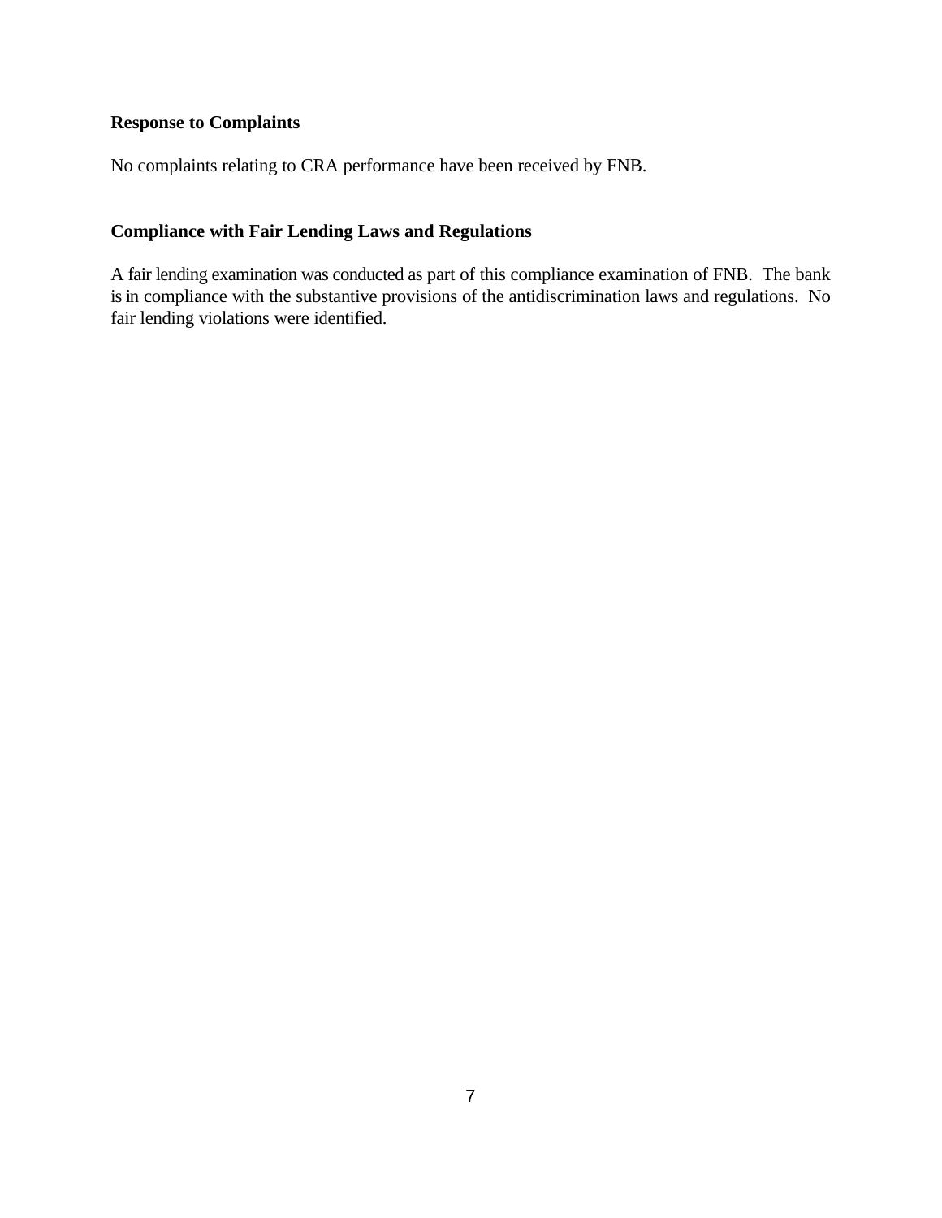### Response to Complaints

No complaints relating to CRA performance have been received by FNB.

### Compliance with Fair Lending Laws and Regulations

A fair lending examination was conducted as part of this compliance examination of FNB. The bank is in compliance with the substantive provisions of the antidiscrimination laws and regulations. No fair lending violations were identified.